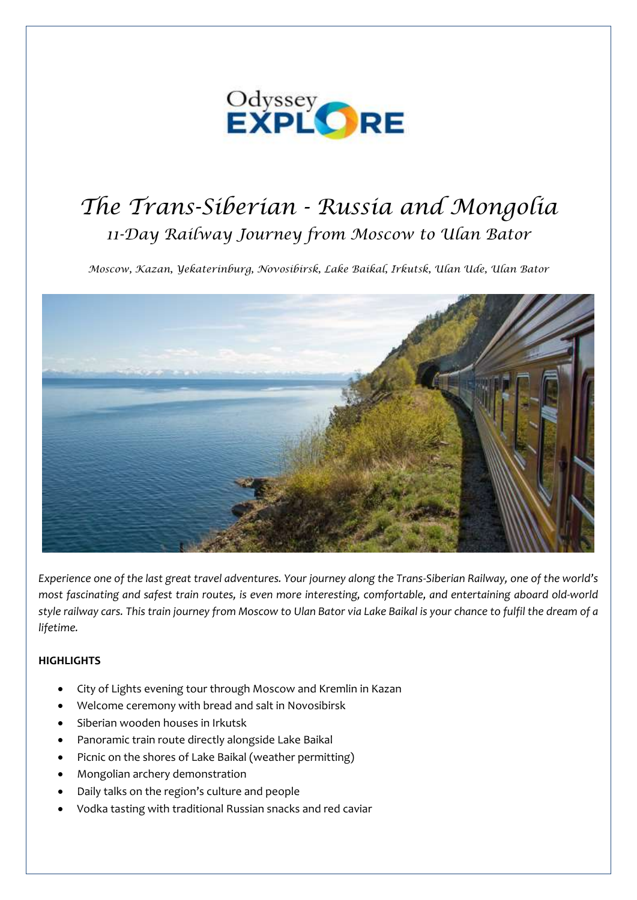Odyssey EXPLORE

# The Trans-Siberian - Russia and Mongolia

## 11-Day Railway Journey from Moscow to Ulan Bator

*Moscow, Kazan, Yekaterinburg, Novosibirsk, Lake Baikal, Irkutsk, Ulan Ude, Ulan Bator*

*Experience one of the last great travel adventures. Your journey along the Trans-Siberian Railway, one of the world's most fascinating and safest train routes, is even more interesting, comfortable, and entertaining aboard old-world style railway cars. This train journey from Moscow to Ulan Bator via Lake Baikal is your chance to fulfil the dream of a lifetime.*

**HIGHLIGHTS**

- City of Lights evening tour through Moscow and Kremlin in Kazan
- Welcome ceremony with bread and salt in Novosibirsk
- Siberian wooden houses in Irkutsk
- Panoramic train route directly alongside Lake Baikal
- Picnic on the shores of Lake Baikal (weather permitting)
- Mongolian archery demonstration
- Daily talks on the region's culture and people
- Vodka tasting with traditional Russian snacks and red caviar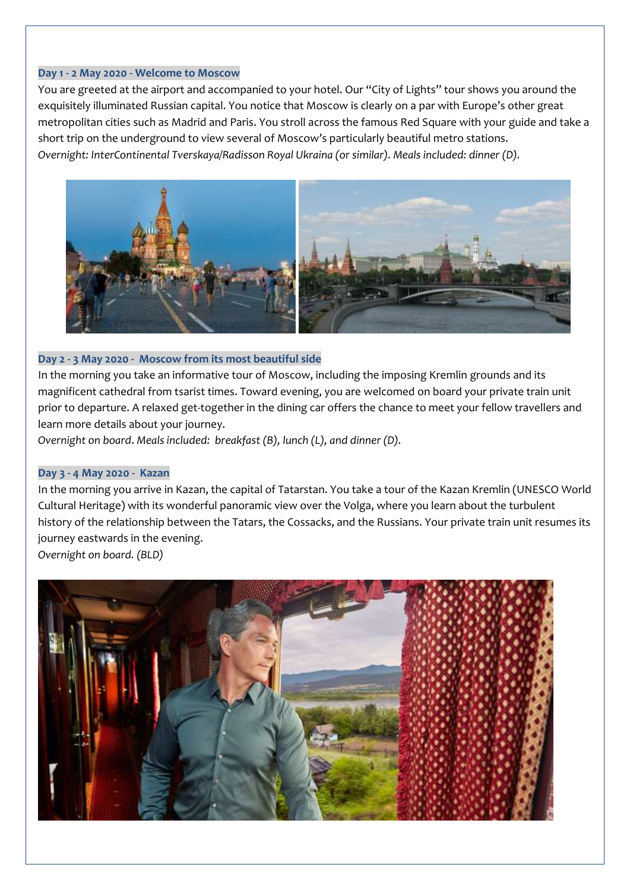### Day 1 - 2 May 2020 - Welcome to Moscow

You are greeted at the airport and accompanied to your hotel. Our "City of Lights" tour shows you around the exquisitely illuminated Russian capital. You notice that Moscow is clearly on a par with Europe's other great metropolitan cities such as Madrid and Paris. You stroll across the famous Red Square with your guide and take a short trip on the underground to view several of Moscow's particularly beautiful metro stations.

*Overnight: InterContinental Tverskaya/Radisson Royal Ukraina (or similar). Meals included: dinner (D).*

### Day 2 - 3 May 2020 - Moscow from its most beautiful side

In the morning you take an informative tour of Moscow, including the imposing Kremlin grounds and its magnificent cathedral from tsarist times. Toward evening, you are welcomed on board your private train unit prior to departure. A relaxed get-together in the dining car offers the chance to meet your fellow travellers and learn more details about your journey.

*Overnight on board. Meals included: breakfast (B), lunch (L), and dinner (D).*

### Day 3 - 4 May 2020 - Kazan

In the morning you arrive in Kazan, the capital of Tatarstan. You take a tour of the Kazan Kremlin (UNESCO World Cultural Heritage) with its wonderful panoramic view over the Volga, where you learn about the turbulent history of the relationship between the Tatars, the Cossacks, and the Russians. Your private train unit resumes its journey eastwards in the evening.

*Overnight on board. (BLD)*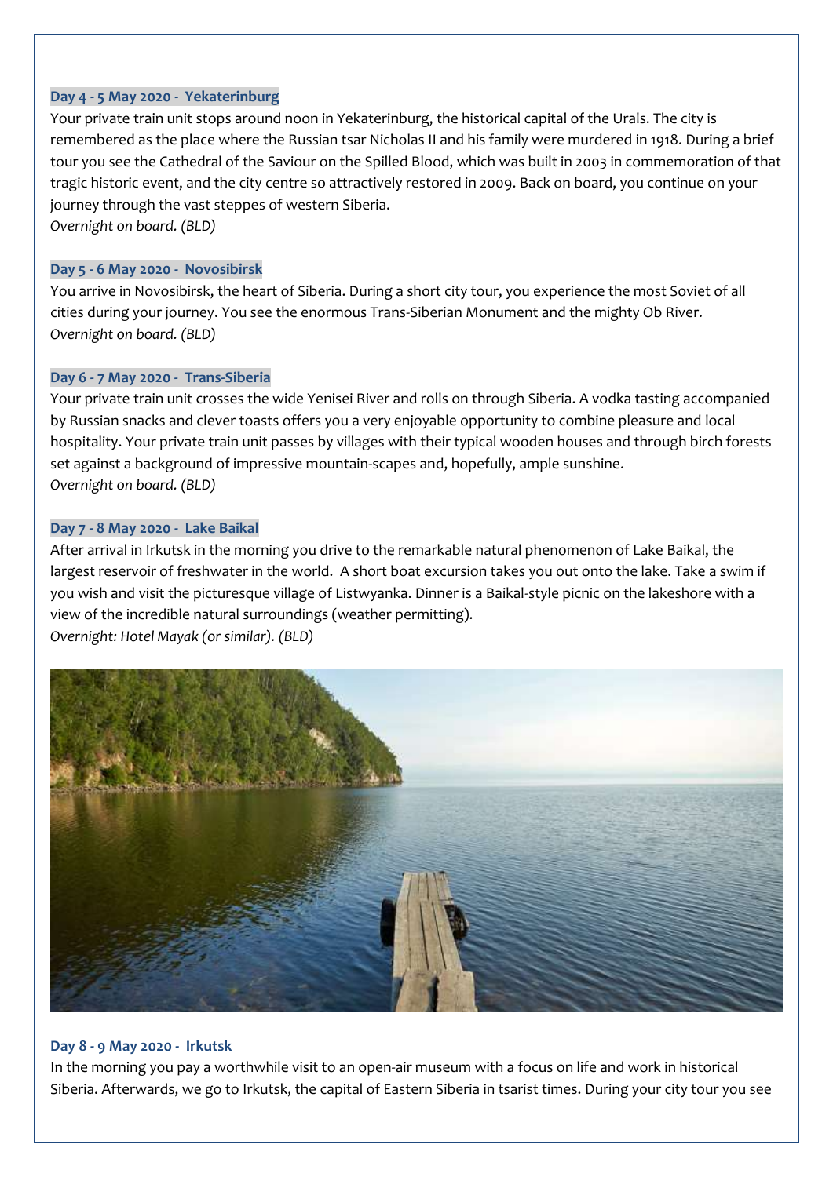### Day 4 - 5 May 2020 - Yekaterinburg

Your private train unit stops around noon in Yekaterinburg, the historical capital of the Urals. The city is remembered as the place where the Russian tsar Nicholas II and his family were murdered in 1918. During a brief tour you see the Cathedral of the Saviour on the Spilled Blood, which was built in 2003 in commemoration of that tragic historic event, and the city centre so attractively restored in 2009. Back on board, you continue on your journey through the vast steppes of western Siberia.
*Overnight on board. (BLD)*

### Day 5 - 6 May 2020 - Novosibirsk

You arrive in Novosibirsk, the heart of Siberia. During a short city tour, you experience the most Soviet of all cities during your journey. You see the enormous Trans-Siberian Monument and the mighty Ob River.
*Overnight on board. (BLD)*

### Day 6 - 7 May 2020 - Trans-Siberia

Your private train unit crosses the wide Yenisei River and rolls on through Siberia. A vodka tasting accompanied by Russian snacks and clever toasts offers you a very enjoyable opportunity to combine pleasure and local hospitality. Your private train unit passes by villages with their typical wooden houses and through birch forests set against a background of impressive mountain-scapes and, hopefully, ample sunshine.
*Overnight on board. (BLD)*

### Day 7 - 8 May 2020 - Lake Baikal

After arrival in Irkutsk in the morning you drive to the remarkable natural phenomenon of Lake Baikal, the largest reservoir of freshwater in the world. A short boat excursion takes you out onto the lake. Take a swim if you wish and visit the picturesque village of Listwyanka. Dinner is a Baikal-style picnic on the lakeshore with a view of the incredible natural surroundings (weather permitting).
*Overnight: Hotel Mayak (or similar). (BLD)*

### Day 8 - 9 May 2020 - Irkutsk

In the morning you pay a worthwhile visit to an open-air museum with a focus on life and work in historical Siberia. Afterwards, we go to Irkutsk, the capital of Eastern Siberia in tsarist times. During your city tour you see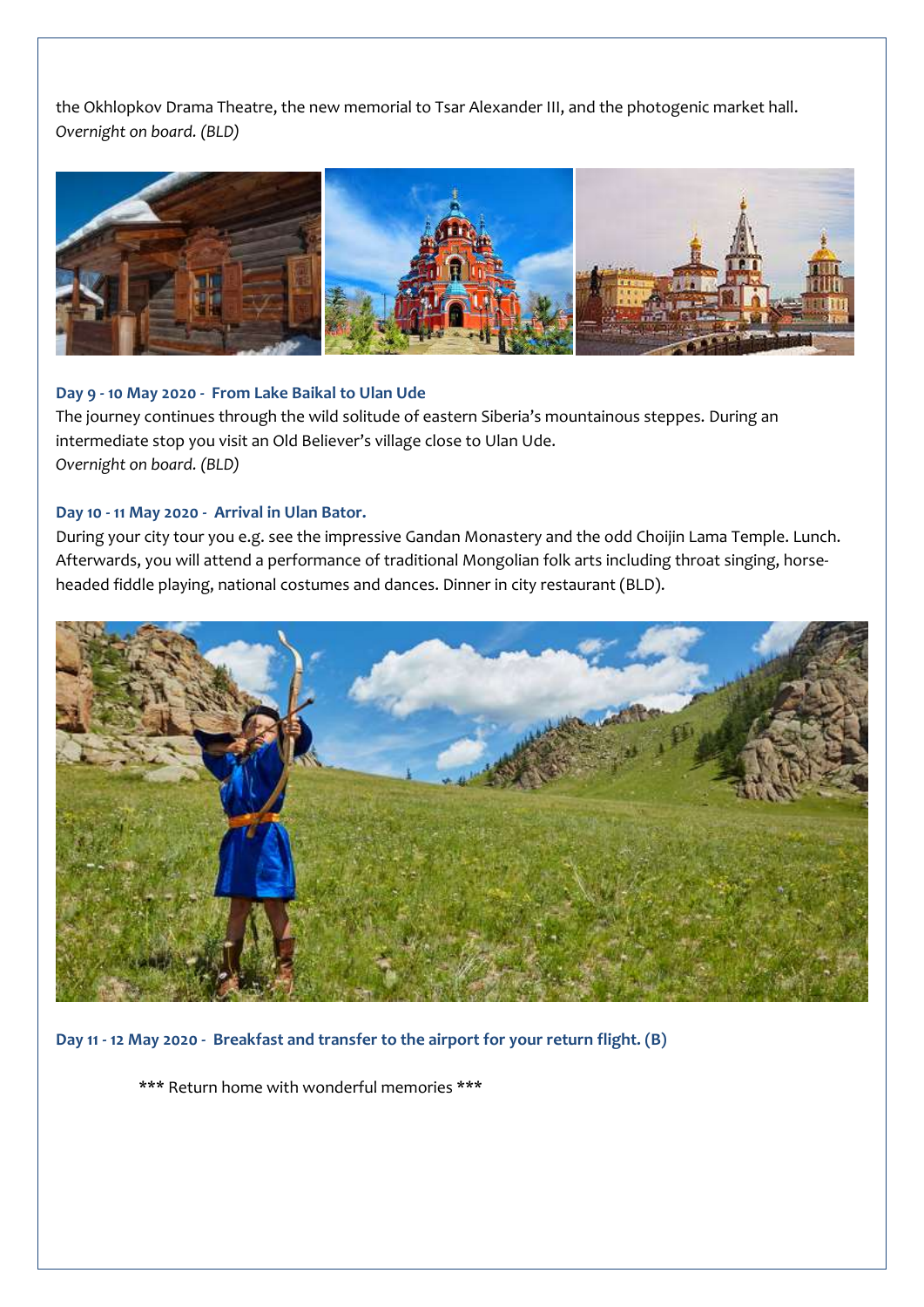the Okhlopkov Drama Theatre, the new memorial to Tsar Alexander III, and the photogenic market hall.
*Overnight on board. (BLD)*

### Day 9 - 10 May 2020 - From Lake Baikal to Ulan Ude

The journey continues through the wild solitude of eastern Siberia's mountainous steppes. During an intermediate stop you visit an Old Believer's village close to Ulan Ude.
*Overnight on board. (BLD)*

### Day 10 - 11 May 2020 - Arrival in Ulan Bator.

During your city tour you e.g. see the impressive Gandan Monastery and the odd Choijin Lama Temple. Lunch. Afterwards, you will attend a performance of traditional Mongolian folk arts including throat singing, horse-headed fiddle playing, national costumes and dances. Dinner in city restaurant (BLD).

### Day 11 - 12 May 2020 - Breakfast and transfer to the airport for your return flight. (B)

\*\*\* Return home with wonderful memories \*\*\*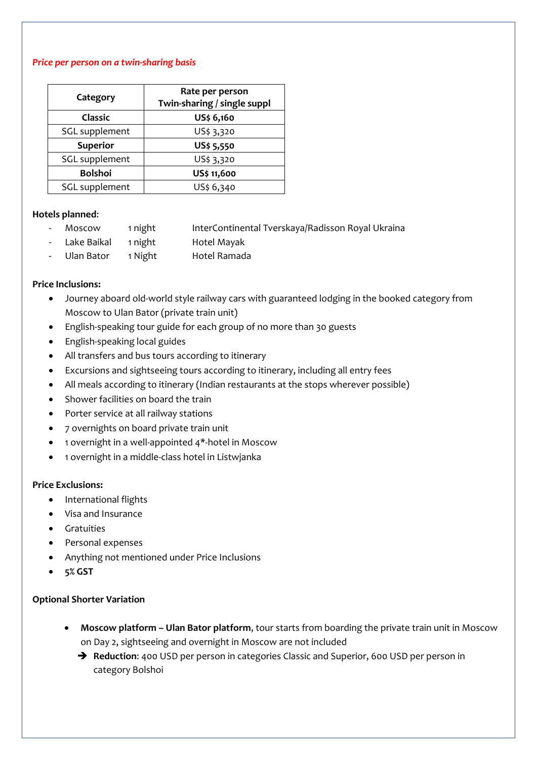*Price per person on a twin-sharing basis*

| Category | Rate per person<br>Twin-sharing / single suppl |
|---|---|
| **Classic** | **US$ 6,160** |
| SGL supplement | US$ 3,320 |
| **Superior** | **US$ 5,550** |
| SGL supplement | US$ 3,320 |
| **Bolshoi** | **US$ 11,600** |
| SGL supplement | US$ 6,340 |

**Hotels planned:**

- Moscow 1 night InterContinental Tverskaya/Radisson Royal Ukraina
- Lake Baikal 1 night Hotel Mayak
- Ulan Bator 1 Night Hotel Ramada

**Price Inclusions:**

- Journey aboard old-world style railway cars with guaranteed lodging in the booked category from Moscow to Ulan Bator (private train unit)
- English-speaking tour guide for each group of no more than 30 guests
- English-speaking local guides
- All transfers and bus tours according to itinerary
- Excursions and sightseeing tours according to itinerary, including all entry fees
- All meals according to itinerary (Indian restaurants at the stops wherever possible)
- Shower facilities on board the train
- Porter service at all railway stations
- 7 overnights on board private train unit
- 1 overnight in a well-appointed 4*-hotel in Moscow
- 1 overnight in a middle-class hotel in Listwjanka

**Price Exclusions:**

- International flights
- Visa and Insurance
- Gratuities
- Personal expenses
- Anything not mentioned under Price Inclusions
- **5% GST**

**Optional Shorter Variation**

- **Moscow platform – Ulan Bator platform**, tour starts from boarding the private train unit in Moscow on Day 2, sightseeing and overnight in Moscow are not included
  - ➔ **Reduction**: 400 USD per person in categories Classic and Superior, 600 USD per person in category Bolshoi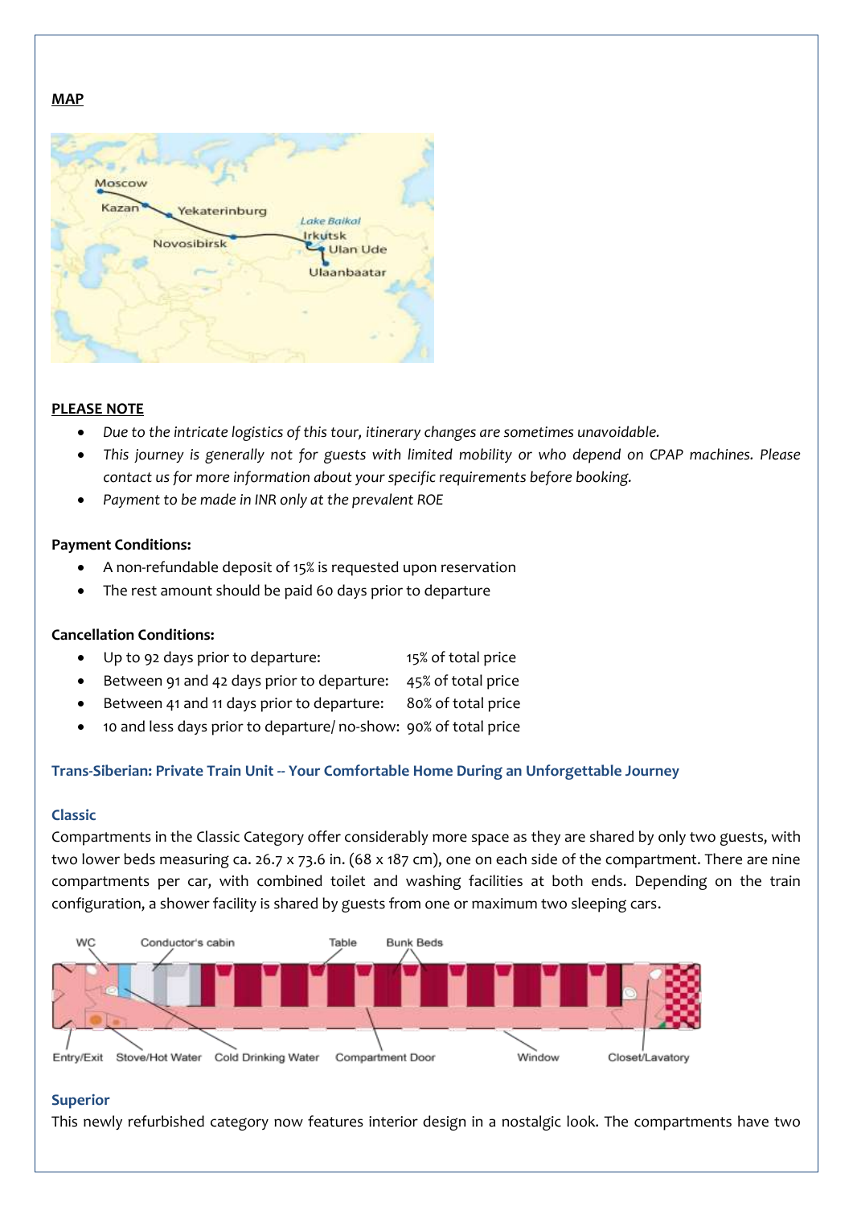**MAP**

**PLEASE NOTE**

- *Due to the intricate logistics of this tour, itinerary changes are sometimes unavoidable.*
- *This journey is generally not for guests with limited mobility or who depend on CPAP machines. Please contact us for more information about your specific requirements before booking.*
- *Payment to be made in INR only at the prevalent ROE*

**Payment Conditions:**

- A non-refundable deposit of 15% is requested upon reservation
- The rest amount should be paid 60 days prior to departure

**Cancellation Conditions:**

- Up to 92 days prior to departure: 15% of total price
- Between 91 and 42 days prior to departure: 45% of total price
- Between 41 and 11 days prior to departure: 80% of total price
- 10 and less days prior to departure/ no-show: 90% of total price

**Trans-Siberian: Private Train Unit -- Your Comfortable Home During an Unforgettable Journey**

**Classic**

Compartments in the Classic Category offer considerably more space as they are shared by only two guests, with two lower beds measuring ca. 26.7 x 73.6 in. (68 x 187 cm), one on each side of the compartment. There are nine compartments per car, with combined toilet and washing facilities at both ends. Depending on the train configuration, a shower facility is shared by guests from one or maximum two sleeping cars.

**Superior**

This newly refurbished category now features interior design in a nostalgic look. The compartments have two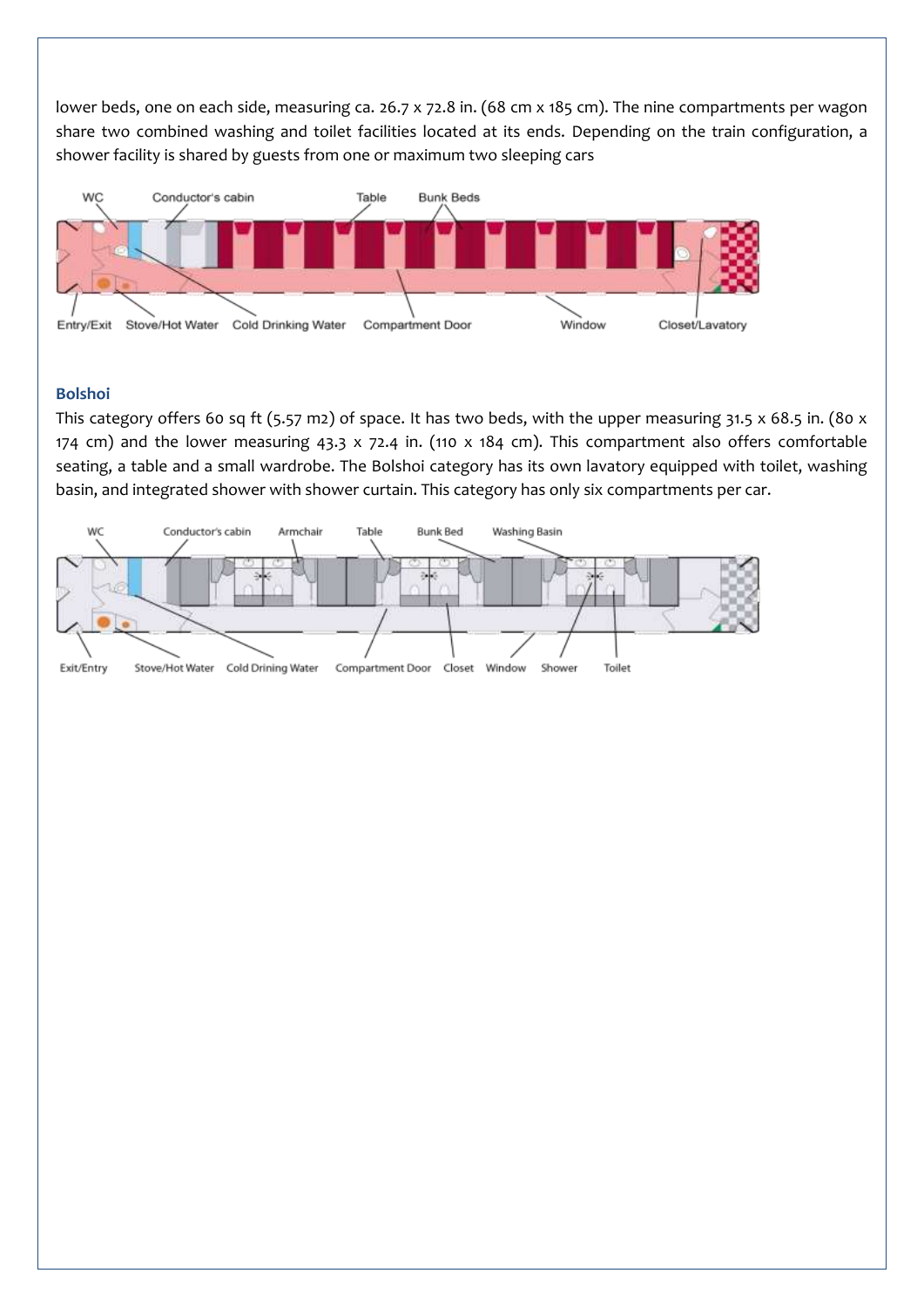lower beds, one on each side, measuring ca. 26.7 x 72.8 in. (68 cm x 185 cm). The nine compartments per wagon share two combined washing and toilet facilities located at its ends. Depending on the train configuration, a shower facility is shared by guests from one or maximum two sleeping cars

WC
Conductor's cabin
Table
Bunk Beds
Entry/Exit
Stove/Hot Water
Cold Drinking Water
Compartment Door
Window
Closet/Lavatory

### Bolshoi

This category offers 60 sq ft (5.57 m2) of space. It has two beds, with the upper measuring 31.5 x 68.5 in. (80 x 174 cm) and the lower measuring 43.3 x 72.4 in. (110 x 184 cm). This compartment also offers comfortable seating, a table and a small wardrobe. The Bolshoi category has its own lavatory equipped with toilet, washing basin, and integrated shower with shower curtain. This category has only six compartments per car.

WC
Conductor's cabin
Armchair
Table
Bunk Bed
Washing Basin
Exit/Entry
Stove/Hot Water
Cold Drining Water
Compartment Door
Closet
Window
Shower
Toilet